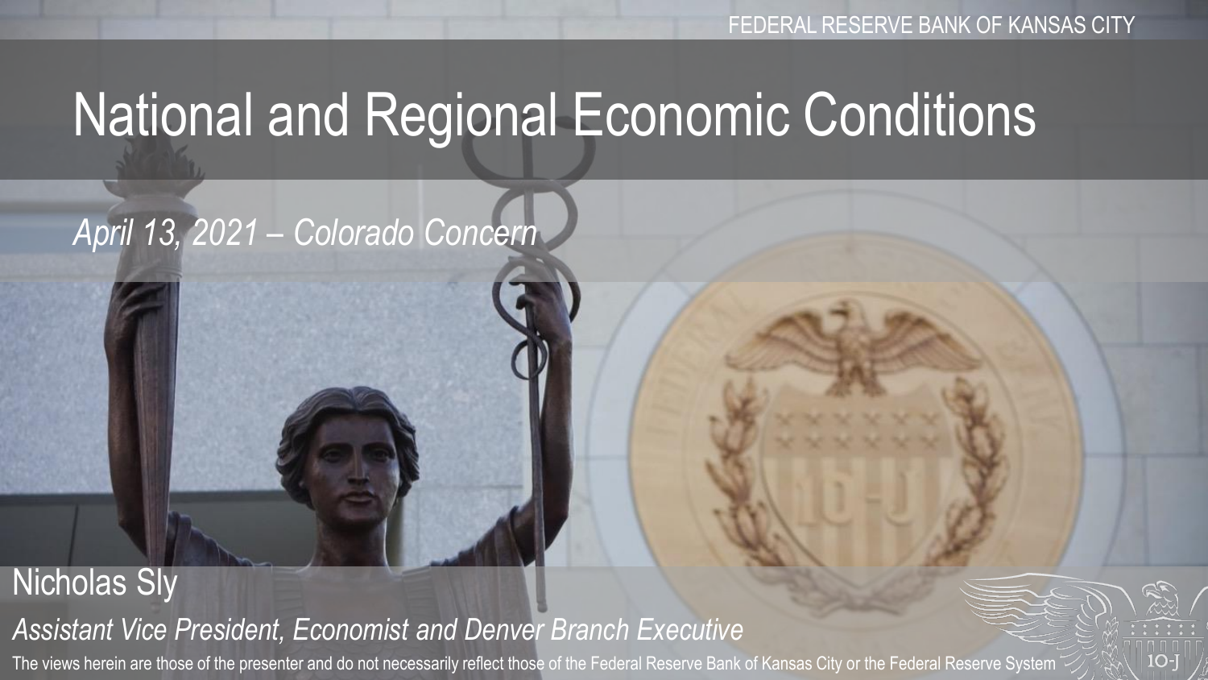FEDERAL RESERVE BANK OF KANSAS CITY

# National and Regional Economic Conditions

*April 13, 2021 – Colorado Concern*

Nicholas Sly

*Assistant Vice President, Economist and Denver Branch Executive*

The views herein are those of the presenter and do not necessarily reflect those of the Federal Reserve Bank of Kansas City or the Federal Reserve System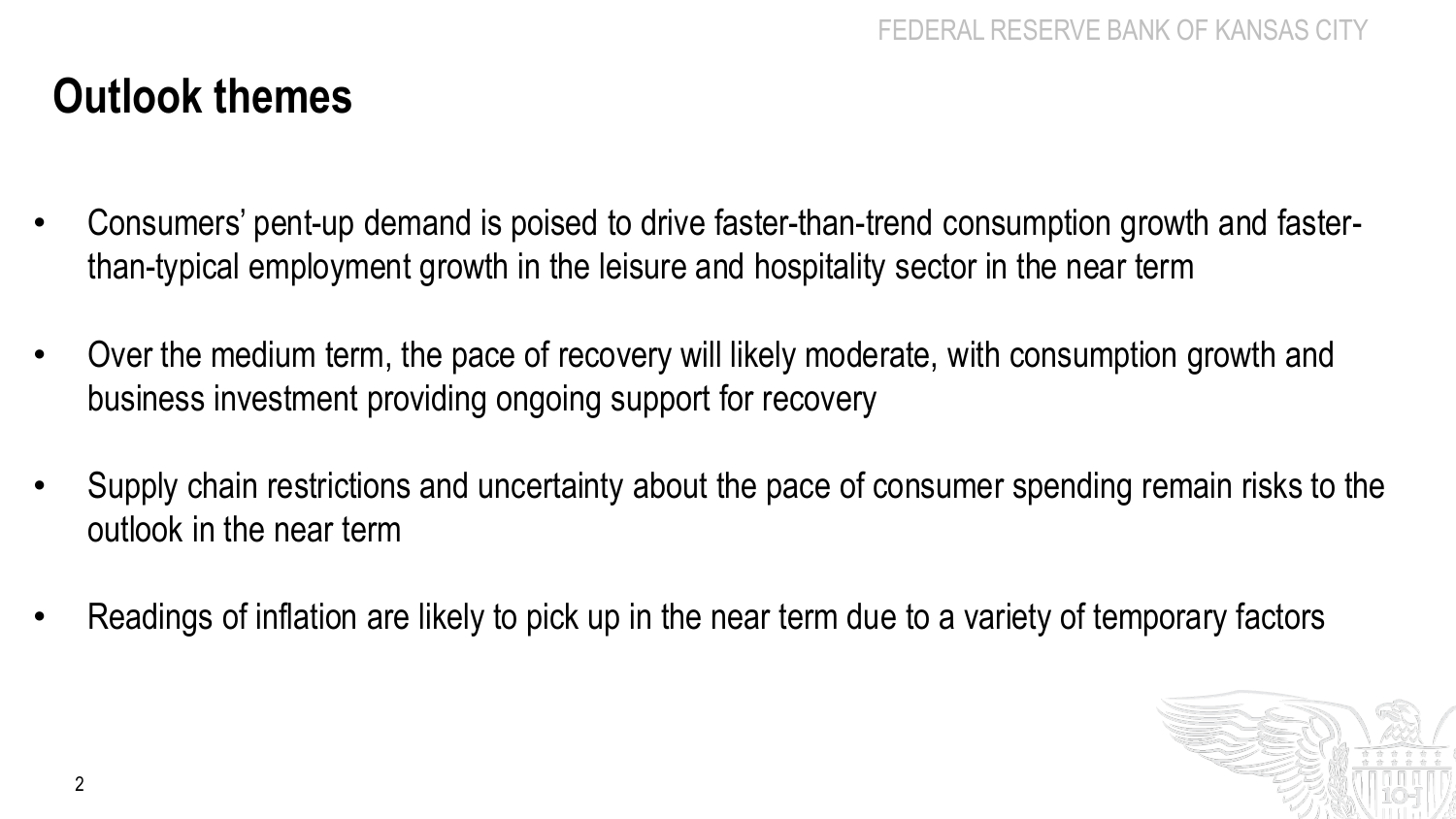# Outlook themes

- Consumers' pent-up demand is poised to drive faster-than-trend consumption growth and faster-than-typical employment growth in the leisure and hospitality sector in the near term
- Over the medium term, the pace of recovery will likely moderate, with consumption growth and business investment providing ongoing support for recovery
- Supply chain restrictions and uncertainty about the pace of consumer spending remain risks to the outlook in the near term
- Readings of inflation are likely to pick up in the near term due to a variety of temporary factors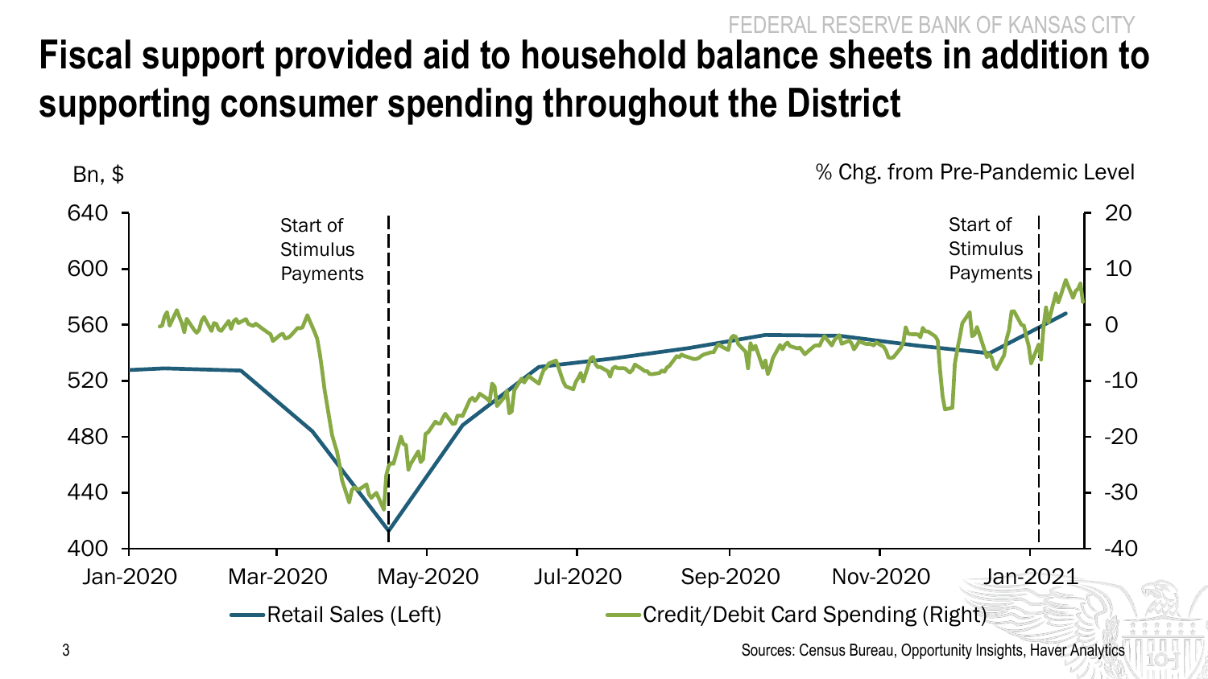# Fiscal support provided aid to household balance sheets in addition to supporting consumer spending throughout the District

Bn, $

% Chg. from Pre-Pandemic Level

Start of Stimulus Payments

Start of Stimulus Payments

Retail Sales (Left)

Credit/Debit Card Spending (Right)

Sources: Census Bureau, Opportunity Insights, Haver Analytics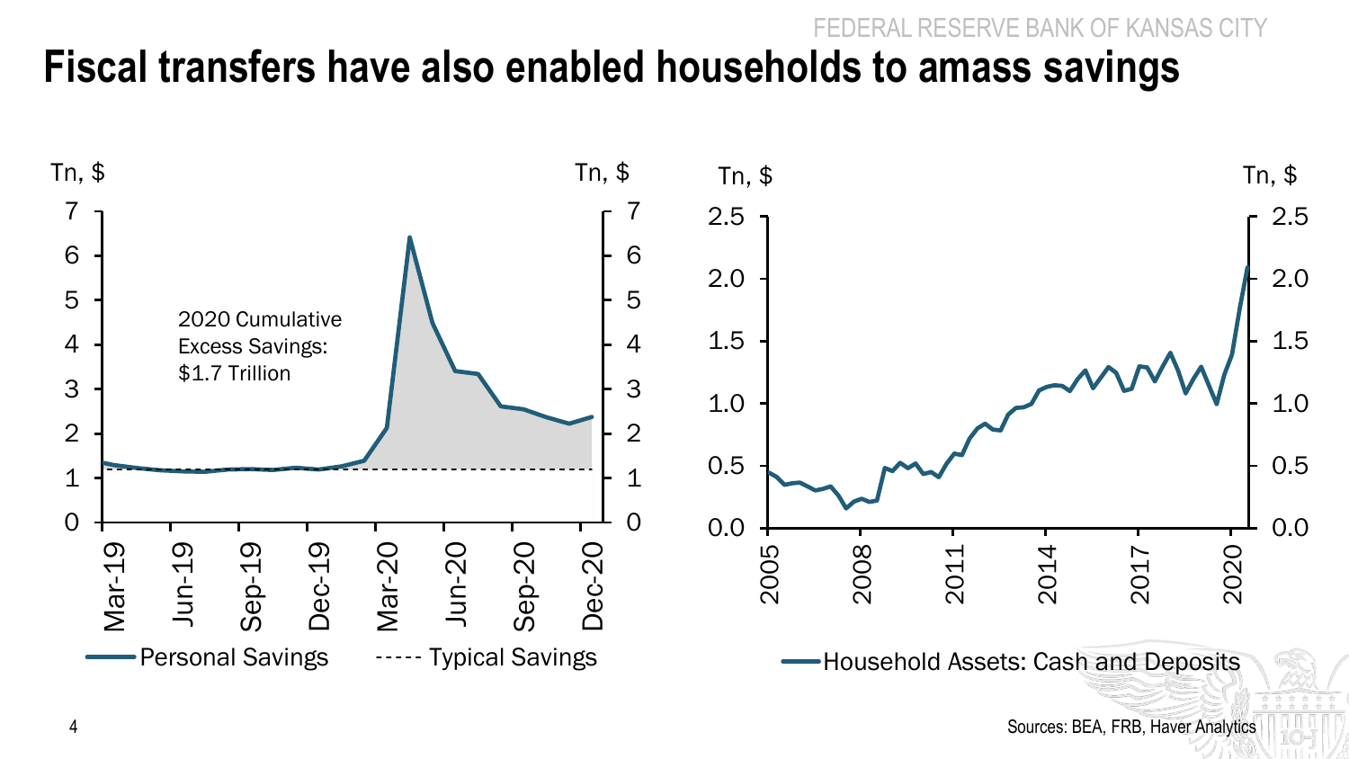# Fiscal transfers have also enabled households to amass savings

Tn, $ &nbsp;&nbsp;&nbsp;&nbsp; Tn, $

2020 Cumulative Excess Savings: $1.7 Trillion

Personal Savings &nbsp;&nbsp; ---- Typical Savings

Tn, $ &nbsp;&nbsp;&nbsp;&nbsp; Tn, $

Household Assets: Cash and Deposits

Sources: BEA, FRB, Haver Analytics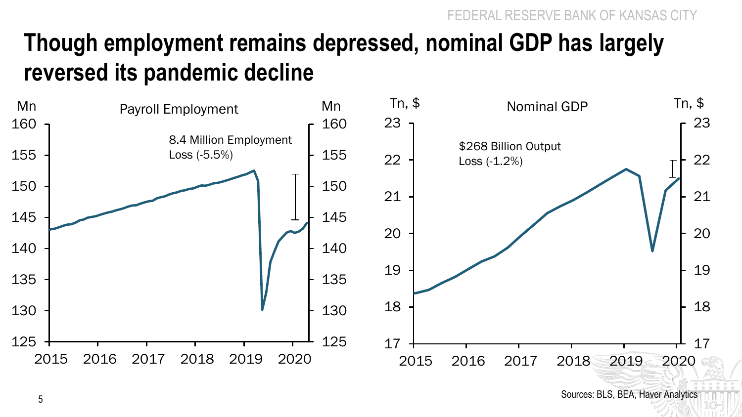# Though employment remains depressed, nominal GDP has largely reversed its pandemic decline

**Payroll Employment**

Mn

8.4 Million Employment Loss (-5.5%)

**Nominal GDP**

Tn, $

$268 Billion Output Loss (-1.2%)

Sources: BLS, BEA, Haver Analytics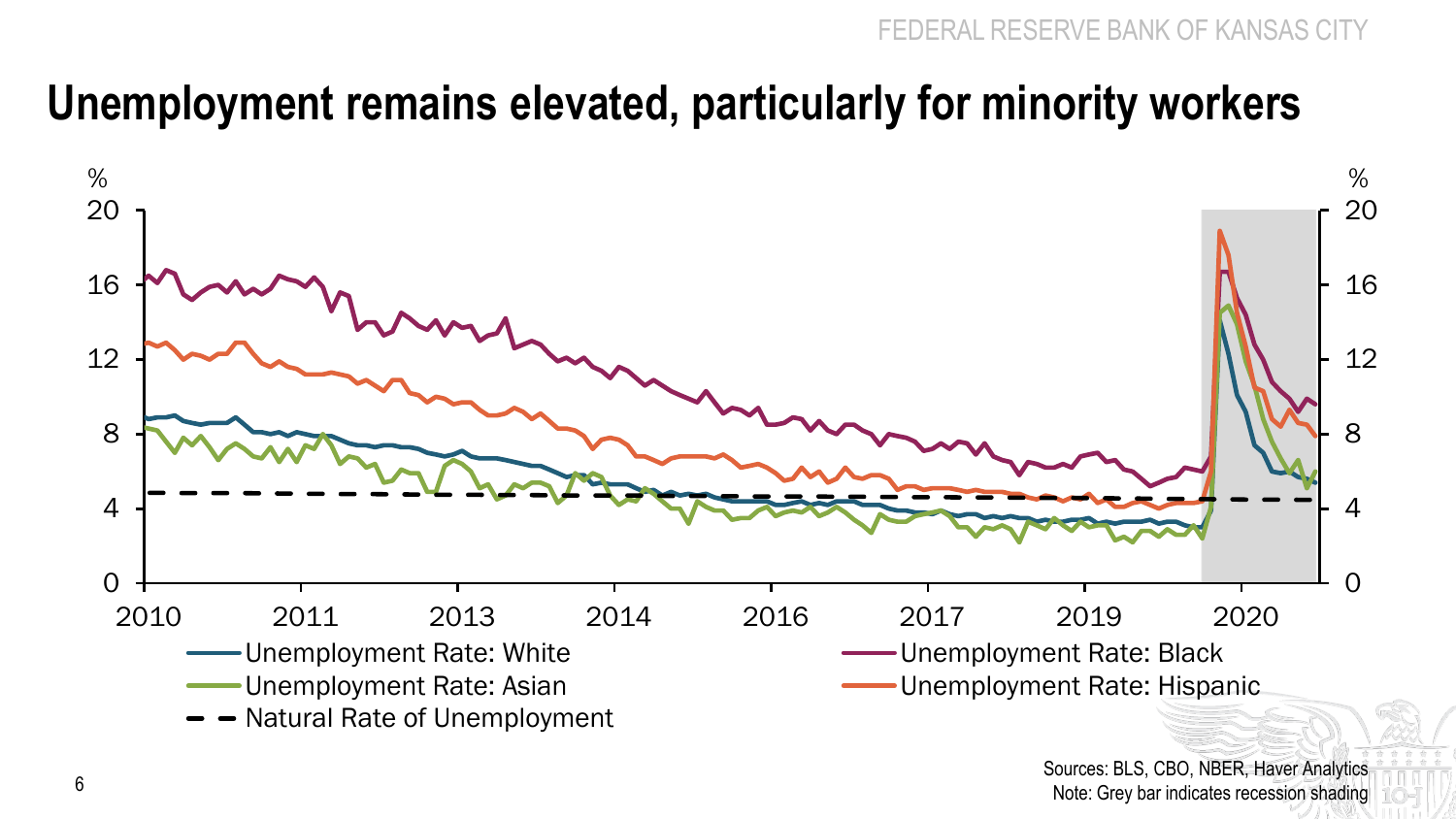# Unemployment remains elevated, particularly for minority workers

%

20

16

12

8

4

0

2010 2011 2013 2014 2016 2017 2019 2020

- Unemployment Rate: White
- Unemployment Rate: Black
- Unemployment Rate: Asian
- Unemployment Rate: Hispanic
- Natural Rate of Unemployment

Sources: BLS, CBO, NBER, Haver Analytics
Note: Grey bar indicates recession shading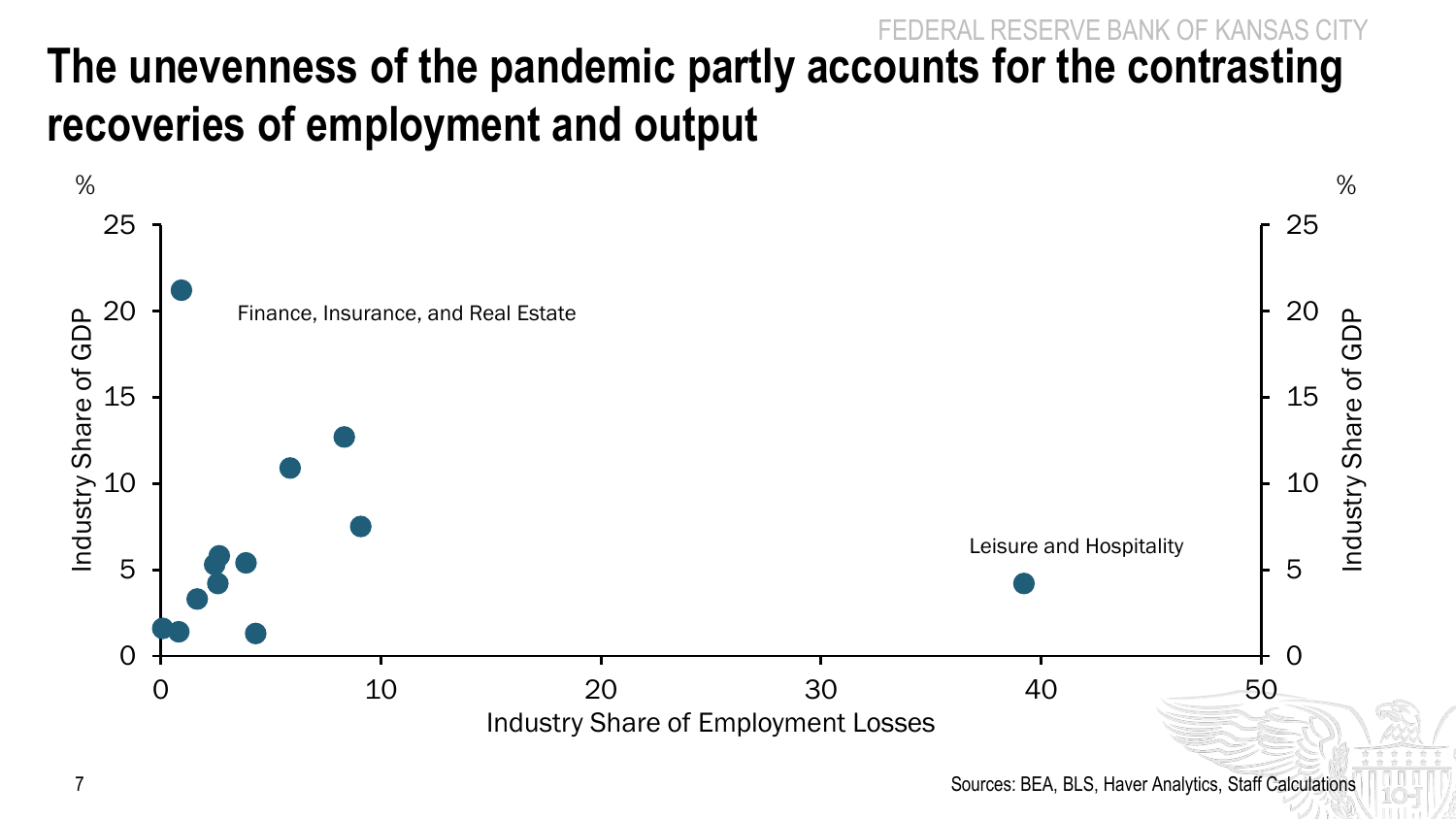# The unevenness of the pandemic partly accounts for the contrasting recoveries of employment and output

%

Industry Share of GDP

Finance, Insurance, and Real Estate

Leisure and Hospitality

Industry Share of Employment Losses

Sources: BEA, BLS, Haver Analytics, Staff Calculations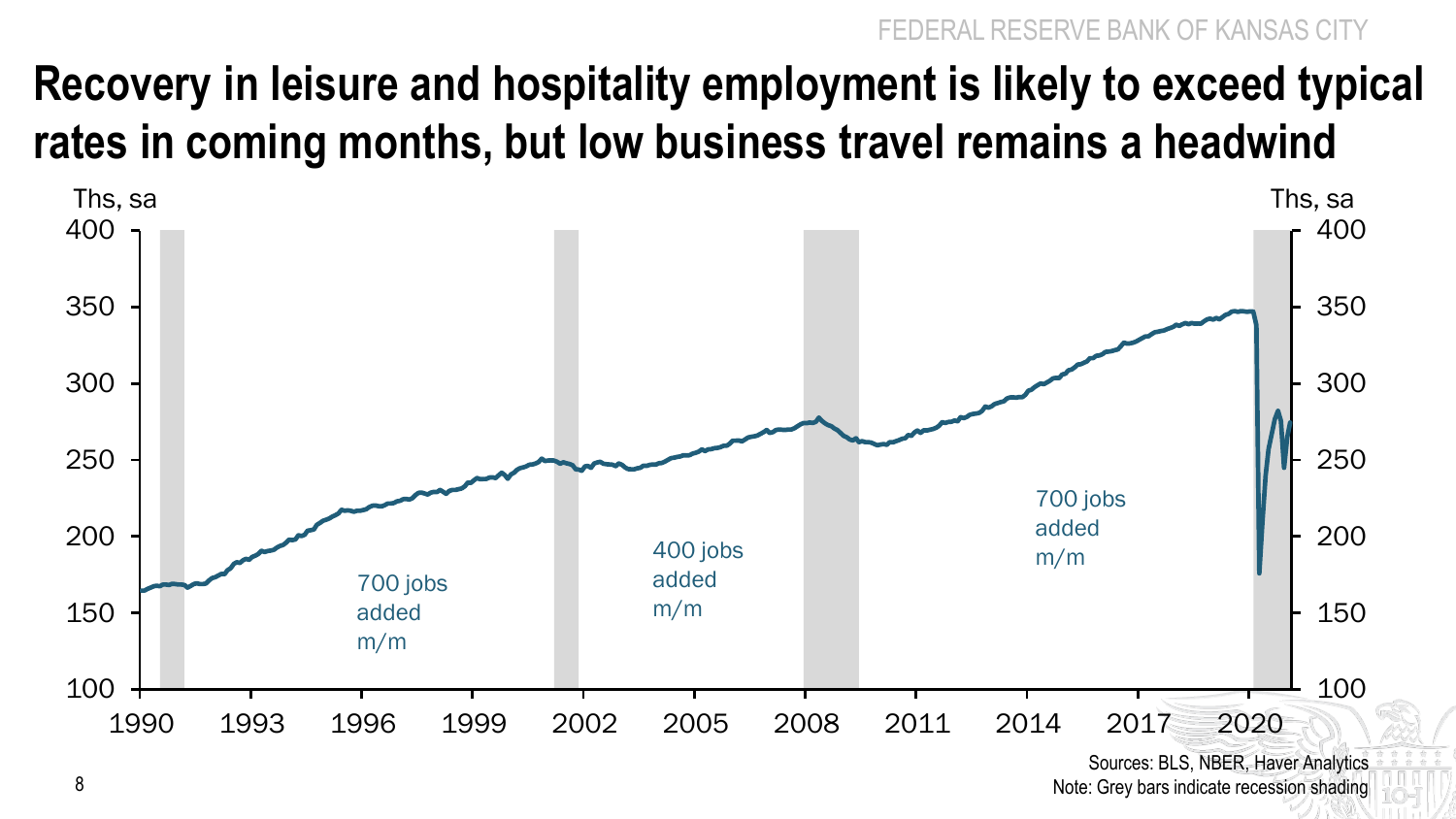# Recovery in leisure and hospitality employment is likely to exceed typical rates in coming months, but low business travel remains a headwind

Ths, sa

700 jobs added m/m

400 jobs added m/m

700 jobs added m/m

Sources: BLS, NBER, Haver Analytics
Note: Grey bars indicate recession shading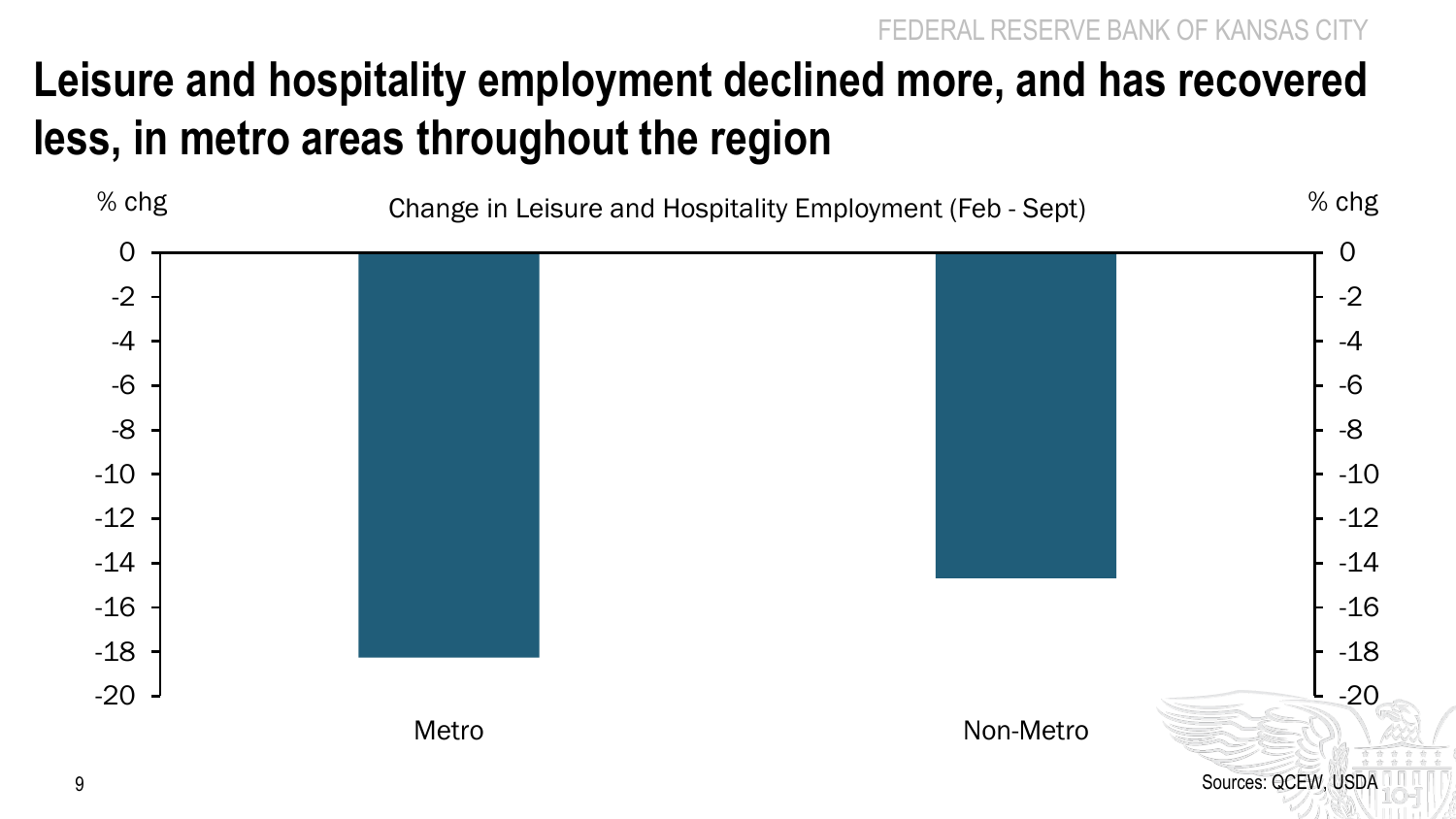# Leisure and hospitality employment declined more, and has recovered less, in metro areas throughout the region

Change in Leisure and Hospitality Employment (Feb - Sept)

% chg

| | % chg |
|---|---|
| Metro | -18.3 |
| Non-Metro | -14.7 |

Sources: QCEW, USDA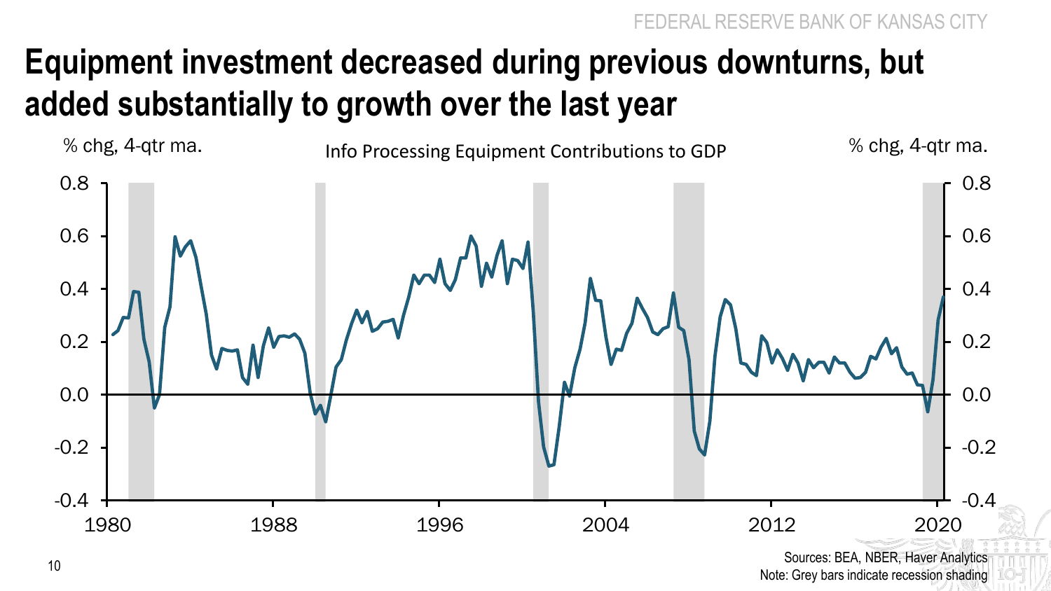# Equipment investment decreased during previous downturns, but added substantially to growth over the last year

Info Processing Equipment Contributions to GDP

% chg, 4-qtr ma.

Sources: BEA, NBER, Haver Analytics
Note: Grey bars indicate recession shading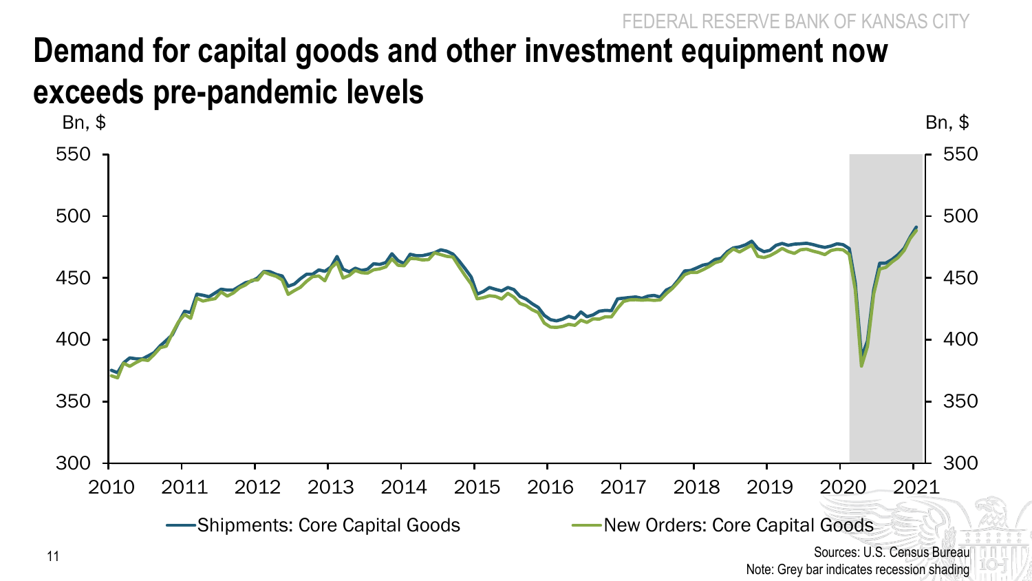# Demand for capital goods and other investment equipment now exceeds pre-pandemic levels

Bn, $

Shipments: Core Capital Goods

New Orders: Core Capital Goods

Sources: U.S. Census Bureau

Note: Grey bar indicates recession shading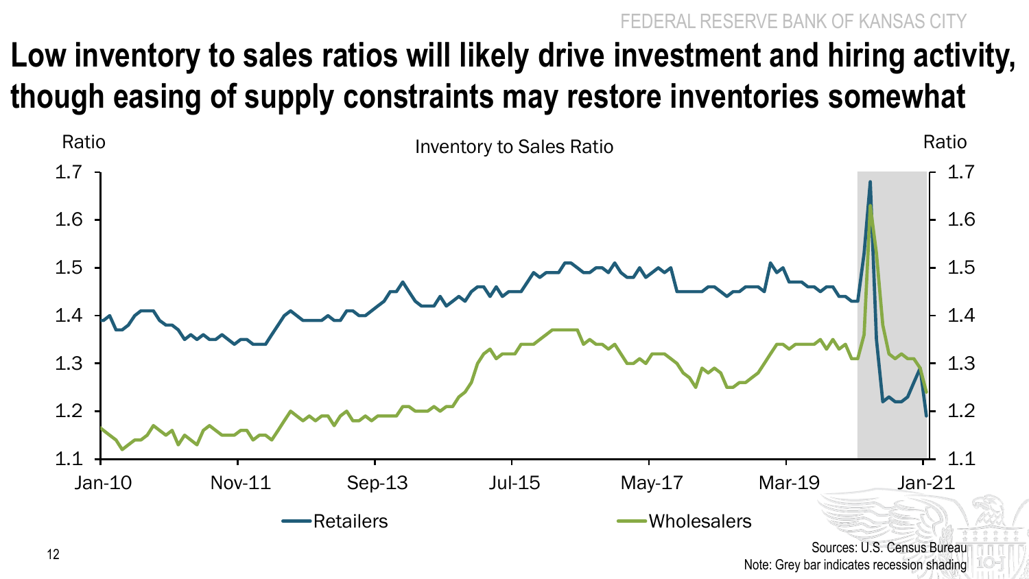# Low inventory to sales ratios will likely drive investment and hiring activity, though easing of supply constraints may restore inventories somewhat

Inventory to Sales Ratio

Ratio

Retailers    Wholesalers

Sources: U.S. Census Bureau
Note: Grey bar indicates recession shading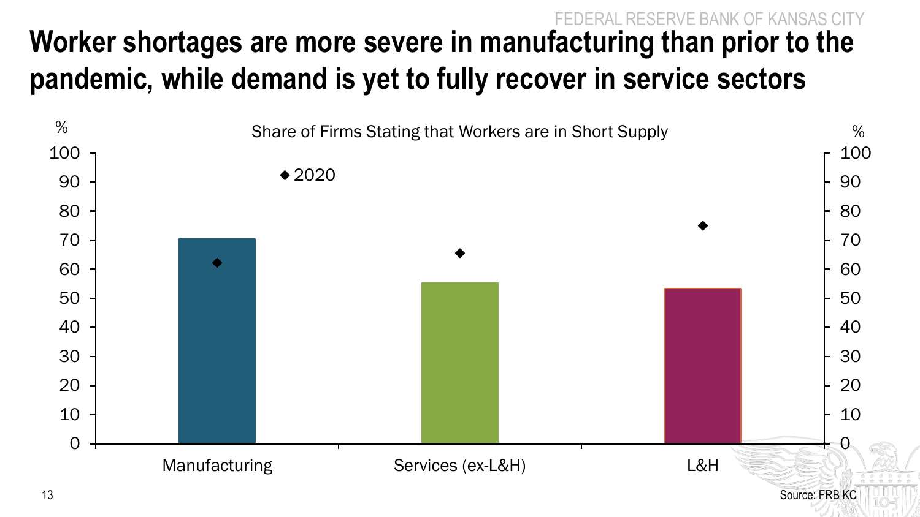# Worker shortages are more severe in manufacturing than prior to the pandemic, while demand is yet to fully recover in service sectors

Share of Firms Stating that Workers are in Short Supply

%

◆ 2020

Manufacturing | Services (ex-L&H) | L&H

Source: FRB KC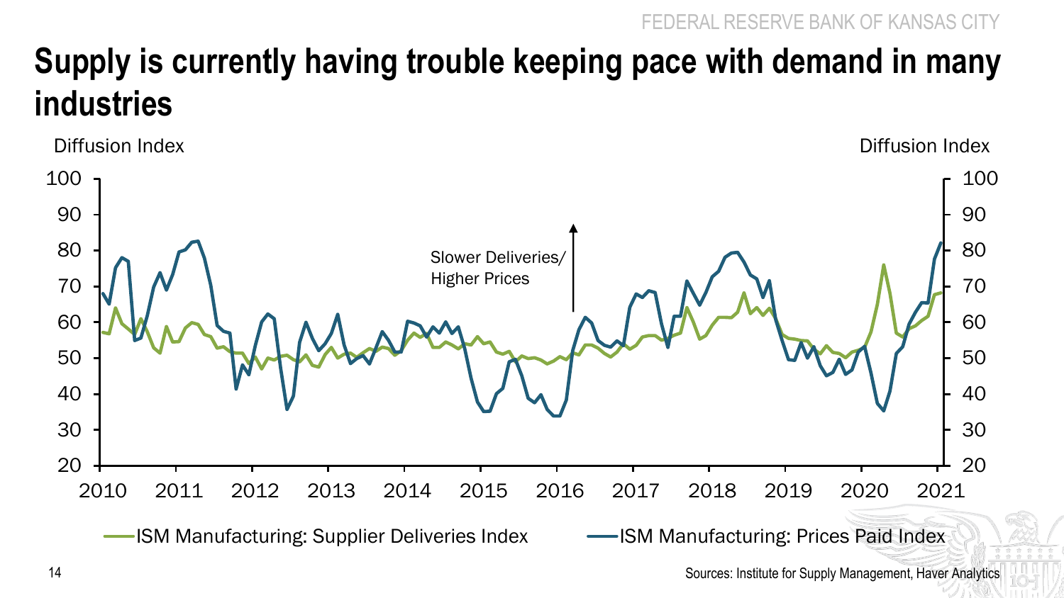# Supply is currently having trouble keeping pace with demand in many industries

Diffusion Index

Slower Deliveries/ Higher Prices

ISM Manufacturing: Supplier Deliveries Index

ISM Manufacturing: Prices Paid Index

Sources: Institute for Supply Management, Haver Analytics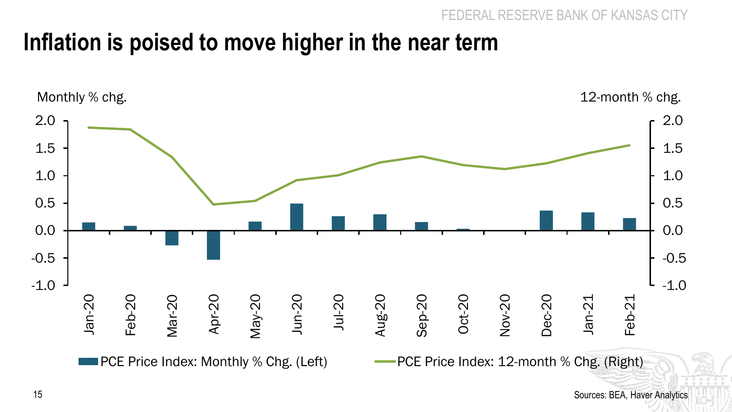# Inflation is poised to move higher in the near term

Monthly % chg. | 12-month % chg.

PCE Price Index: Monthly % Chg. (Left) | PCE Price Index: 12-month % Chg. (Right)

Jan-20, Feb-20, Mar-20, Apr-20, May-20, Jun-20, Jul-20, Aug-20, Sep-20, Oct-20, Nov-20, Dec-20, Jan-21, Feb-21

Sources: BEA, Haver Analytics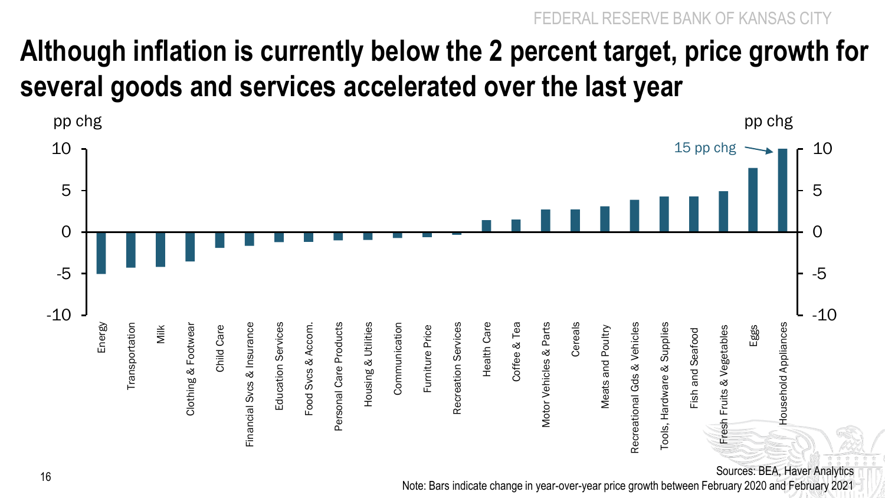# Although inflation is currently below the 2 percent target, price growth for several goods and services accelerated over the last year

pp chg

| Category | pp chg |
|---|---|
| Energy | |
| Transportation | |
| Milk | |
| Clothing & Footwear | |
| Child Care | |
| Financial Svcs & Insurance | |
| Education Services | |
| Food Svcs & Accom. | |
| Personal Care Products | |
| Housing & Utilities | |
| Communication | |
| Furniture Price | |
| Recreation Services | |
| Health Care | |
| Coffee & Tea | |
| Motor Vehicles & Parts | |
| Cereals | |
| Meats and Poultry | |
| Recreational Gds & Vehicles | |
| Tools, Hardware & Supplies | |
| Fish and Seafood | |
| Fresh Fruits & Vegetables | |
| Eggs | |
| Household Appliances | 15 pp chg |

Sources: BEA, Haver Analytics

Note: Bars indicate change in year-over-year price growth between February 2020 and February 2021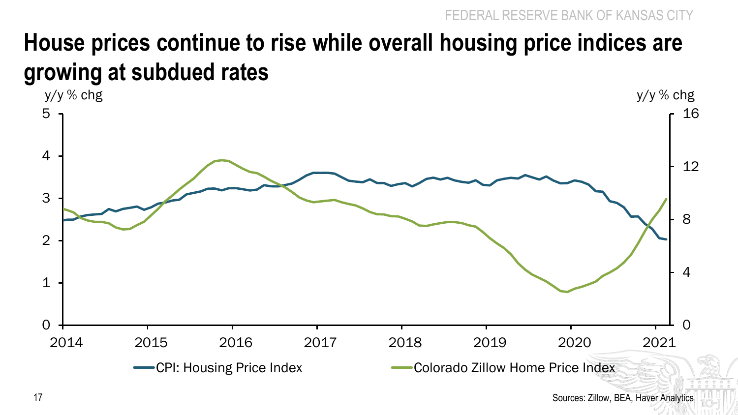# House prices continue to rise while overall housing price indices are growing at subdued rates

y/y % chg

y/y % chg

CPI: Housing Price Index

Colorado Zillow Home Price Index

Sources: Zillow, BEA, Haver Analytics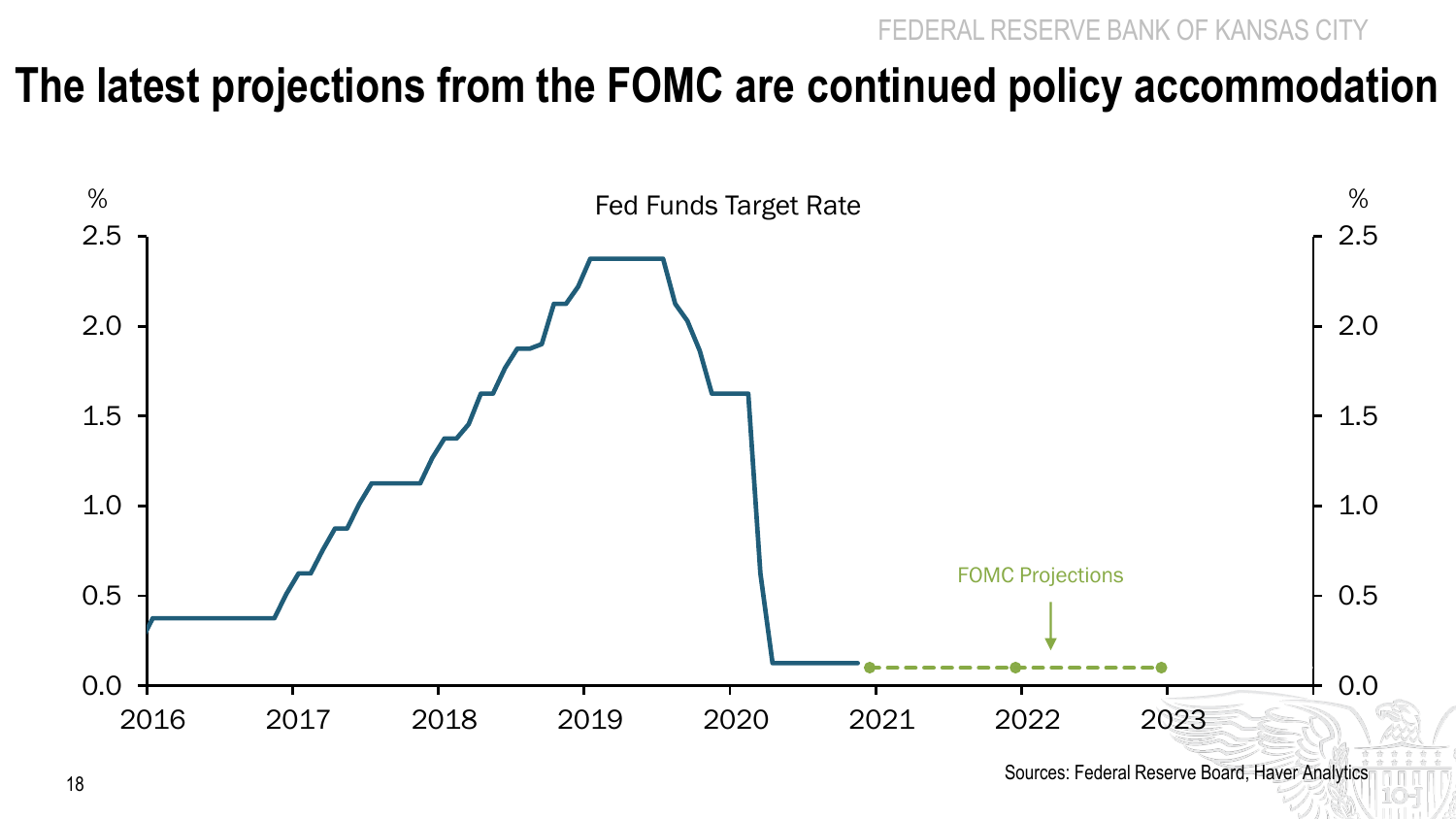# The latest projections from the FOMC are continued policy accommodation

Fed Funds Target Rate

%

2.5
2.0
1.5
1.0
0.5
0.0

2016 2017 2018 2019 2020 2021 2022 2023

FOMC Projections

Sources: Federal Reserve Board, Haver Analytics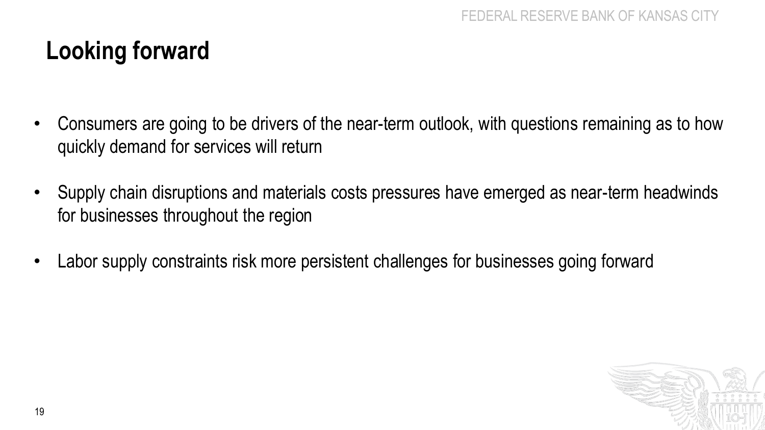# Looking forward

- Consumers are going to be drivers of the near-term outlook, with questions remaining as to how quickly demand for services will return
- Supply chain disruptions and materials costs pressures have emerged as near-term headwinds for businesses throughout the region
- Labor supply constraints risk more persistent challenges for businesses going forward